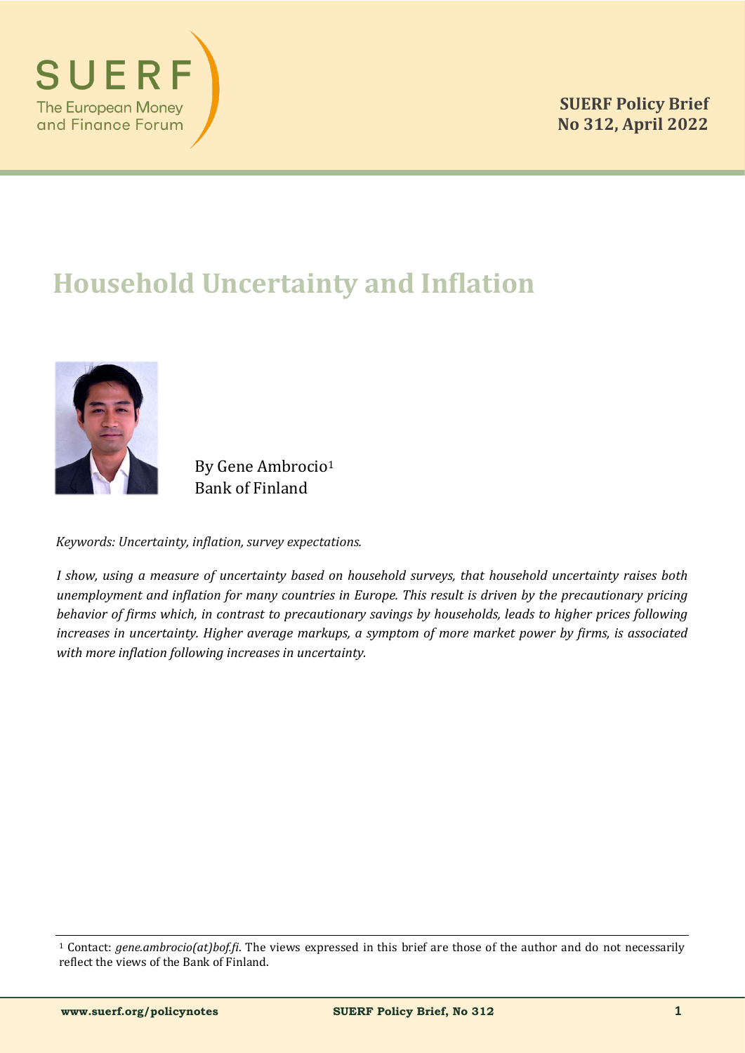SUERF
The European Money and Finance Forum

**SUERF Policy Brief**
**No 312, April 2022**

# Household Uncertainty and Inflation

By Gene Ambrocio[1]
Bank of Finland

*Keywords: Uncertainty, inflation, survey expectations.*

*I show, using a measure of uncertainty based on household surveys, that household uncertainty raises both unemployment and inflation for many countries in Europe. This result is driven by the precautionary pricing behavior of firms which, in contrast to precautionary savings by households, leads to higher prices following increases in uncertainty. Higher average markups, a symptom of more market power by firms, is associated with more inflation following increases in uncertainty.*

---

[1] Contact: *gene.ambrocio(at)bof.fi*. The views expressed in this brief are those of the author and do not necessarily reflect the views of the Bank of Finland.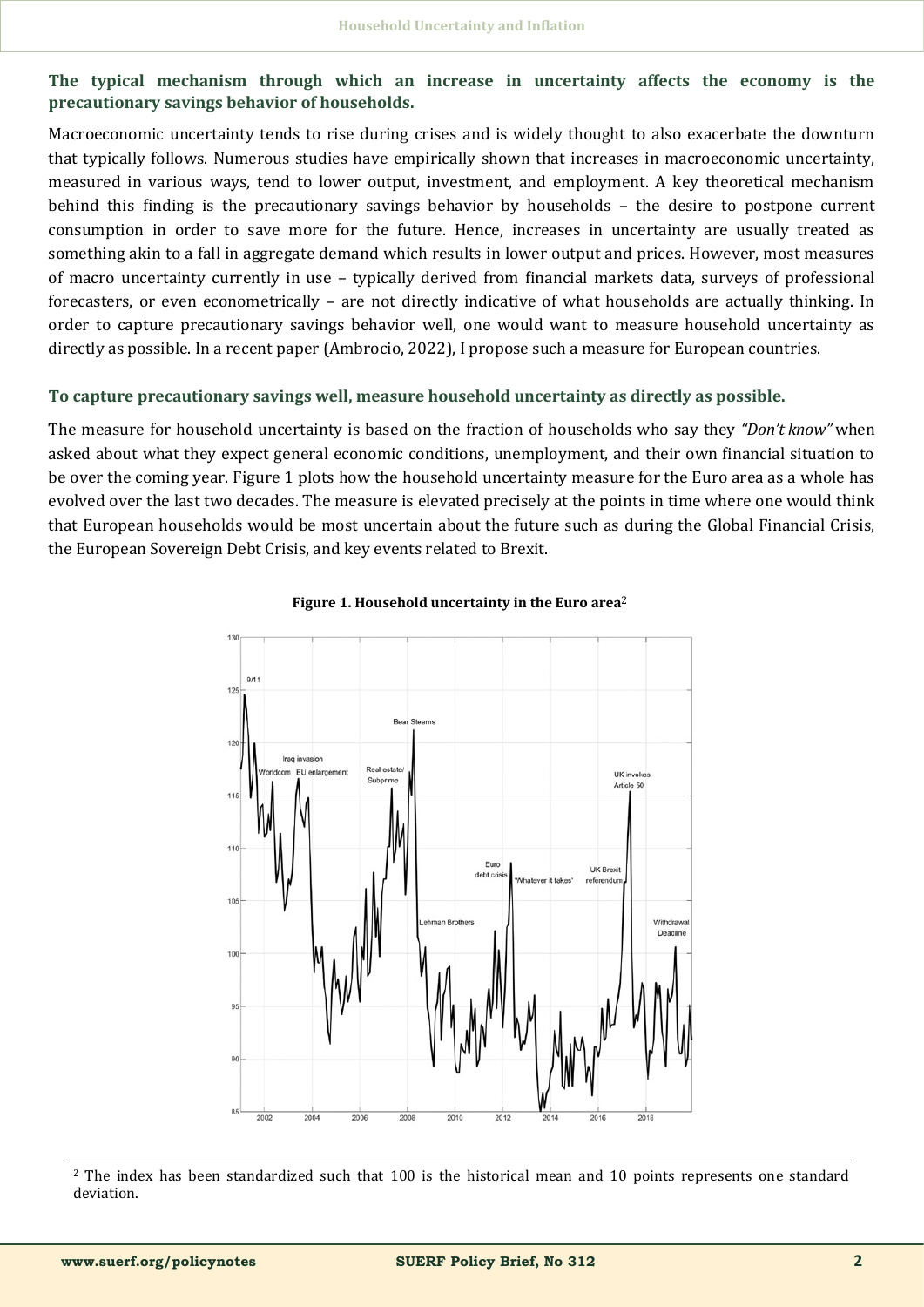**The typical mechanism through which an increase in uncertainty affects the economy is the precautionary savings behavior of households.**

Macroeconomic uncertainty tends to rise during crises and is widely thought to also exacerbate the downturn that typically follows. Numerous studies have empirically shown that increases in macroeconomic uncertainty, measured in various ways, tend to lower output, investment, and employment. A key theoretical mechanism behind this finding is the precautionary savings behavior by households – the desire to postpone current consumption in order to save more for the future. Hence, increases in uncertainty are usually treated as something akin to a fall in aggregate demand which results in lower output and prices. However, most measures of macro uncertainty currently in use – typically derived from financial markets data, surveys of professional forecasters, or even econometrically – are not directly indicative of what households are actually thinking. In order to capture precautionary savings behavior well, one would want to measure household uncertainty as directly as possible. In a recent paper (Ambrocio, 2022), I propose such a measure for European countries.

**To capture precautionary savings well, measure household uncertainty as directly as possible.**

The measure for household uncertainty is based on the fraction of households who say they *"Don't know"* when asked about what they expect general economic conditions, unemployment, and their own financial situation to be over the coming year. Figure 1 plots how the household uncertainty measure for the Euro area as a whole has evolved over the last two decades. The measure is elevated precisely at the points in time where one would think that European households would be most uncertain about the future such as during the Global Financial Crisis, the European Sovereign Debt Crisis, and key events related to Brexit.

**Figure 1. Household uncertainty in the Euro area**[2]

[2] The index has been standardized such that 100 is the historical mean and 10 points represents one standard deviation.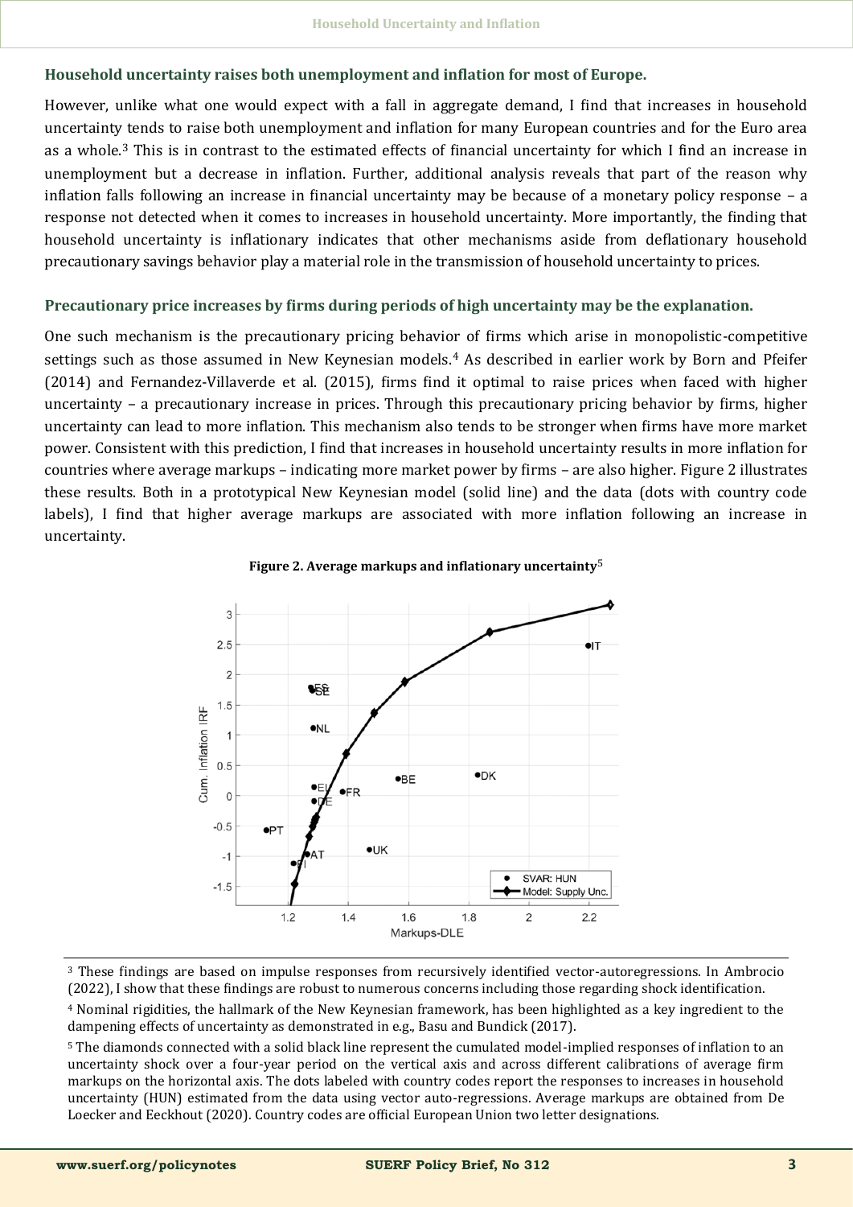### Household uncertainty raises both unemployment and inflation for most of Europe.

However, unlike what one would expect with a fall in aggregate demand, I find that increases in household uncertainty tends to raise both unemployment and inflation for many European countries and for the Euro area as a whole.[3] This is in contrast to the estimated effects of financial uncertainty for which I find an increase in unemployment but a decrease in inflation. Further, additional analysis reveals that part of the reason why inflation falls following an increase in financial uncertainty may be because of a monetary policy response – a response not detected when it comes to increases in household uncertainty. More importantly, the finding that household uncertainty is inflationary indicates that other mechanisms aside from deflationary household precautionary savings behavior play a material role in the transmission of household uncertainty to prices.

### Precautionary price increases by firms during periods of high uncertainty may be the explanation.

One such mechanism is the precautionary pricing behavior of firms which arise in monopolistic-competitive settings such as those assumed in New Keynesian models.[4] As described in earlier work by Born and Pfeifer (2014) and Fernandez-Villaverde et al. (2015), firms find it optimal to raise prices when faced with higher uncertainty – a precautionary increase in prices. Through this precautionary pricing behavior by firms, higher uncertainty can lead to more inflation. This mechanism also tends to be stronger when firms have more market power. Consistent with this prediction, I find that increases in household uncertainty results in more inflation for countries where average markups – indicating more market power by firms – are also higher. Figure 2 illustrates these results. Both in a prototypical New Keynesian model (solid line) and the data (dots with country code labels), I find that higher average markups are associated with more inflation following an increase in uncertainty.

**Figure 2. Average markups and inflationary uncertainty**[5]

---

[3] These findings are based on impulse responses from recursively identified vector-autoregressions. In Ambrocio (2022), I show that these findings are robust to numerous concerns including those regarding shock identification.

[4] Nominal rigidities, the hallmark of the New Keynesian framework, has been highlighted as a key ingredient to the dampening effects of uncertainty as demonstrated in e.g., Basu and Bundick (2017).

[5] The diamonds connected with a solid black line represent the cumulated model-implied responses of inflation to an uncertainty shock over a four-year period on the vertical axis and across different calibrations of average firm markups on the horizontal axis. The dots labeled with country codes report the responses to increases in household uncertainty (HUN) estimated from the data using vector auto-regressions. Average markups are obtained from De Loecker and Eeckhout (2020). Country codes are official European Union two letter designations.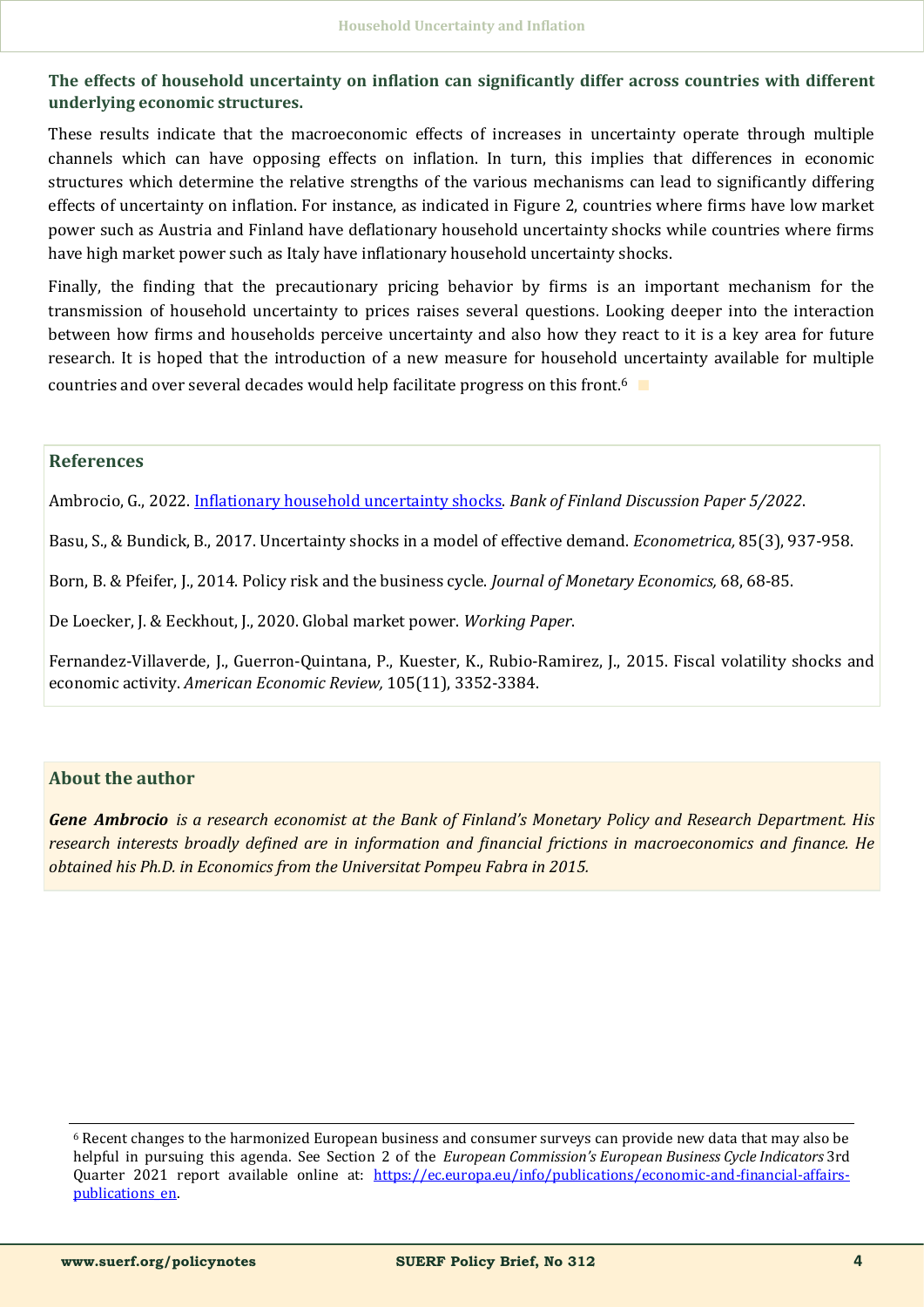**The effects of household uncertainty on inflation can significantly differ across countries with different underlying economic structures.**

These results indicate that the macroeconomic effects of increases in uncertainty operate through multiple channels which can have opposing effects on inflation. In turn, this implies that differences in economic structures which determine the relative strengths of the various mechanisms can lead to significantly differing effects of uncertainty on inflation. For instance, as indicated in Figure 2, countries where firms have low market power such as Austria and Finland have deflationary household uncertainty shocks while countries where firms have high market power such as Italy have inflationary household uncertainty shocks.

Finally, the finding that the precautionary pricing behavior by firms is an important mechanism for the transmission of household uncertainty to prices raises several questions. Looking deeper into the interaction between how firms and households perceive uncertainty and also how they react to it is a key area for future research. It is hoped that the introduction of a new measure for household uncertainty available for multiple countries and over several decades would help facilitate progress on this front.[6]

## References

Ambrocio, G., 2022. [Inflationary household uncertainty shocks](). *Bank of Finland Discussion Paper 5/2022*.

Basu, S., & Bundick, B., 2017. Uncertainty shocks in a model of effective demand. *Econometrica,* 85(3), 937-958.

Born, B. & Pfeifer, J., 2014. Policy risk and the business cycle. *Journal of Monetary Economics,* 68, 68-85.

De Loecker, J. & Eeckhout, J., 2020. Global market power. *Working Paper*.

Fernandez-Villaverde, J., Guerron-Quintana, P., Kuester, K., Rubio-Ramirez, J., 2015. Fiscal volatility shocks and economic activity. *American Economic Review,* 105(11), 3352-3384.

## About the author

***Gene Ambrocio*** *is a research economist at the Bank of Finland's Monetary Policy and Research Department. His research interests broadly defined are in information and financial frictions in macroeconomics and finance. He obtained his Ph.D. in Economics from the Universitat Pompeu Fabra in 2015.*

---

[6] Recent changes to the harmonized European business and consumer surveys can provide new data that may also be helpful in pursuing this agenda. See Section 2 of the *European Commission's European Business Cycle Indicators* 3rd Quarter 2021 report available online at: [https://ec.europa.eu/info/publications/economic-and-financial-affairs-publications_en](https://ec.europa.eu/info/publications/economic-and-financial-affairs-publications_en).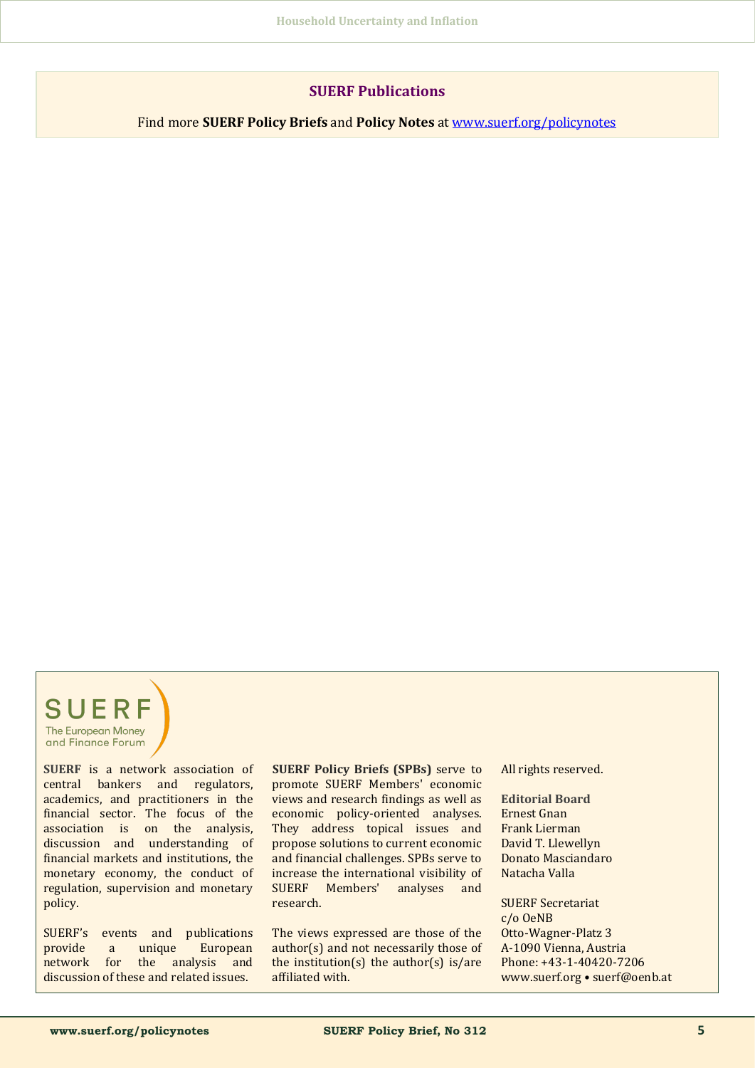## SUERF Publications

Find more **SUERF Policy Briefs** and **Policy Notes** at www.suerf.org/policynotes

SUERF
The European Money and Finance Forum

**SUERF** is a network association of central bankers and regulators, academics, and practitioners in the financial sector. The focus of the association is on the analysis, discussion and understanding of financial markets and institutions, the monetary economy, the conduct of regulation, supervision and monetary policy.

SUERF's events and publications provide a unique European network for the analysis and discussion of these and related issues.

**SUERF Policy Briefs (SPBs)** serve to promote SUERF Members' economic views and research findings as well as economic policy-oriented analyses. They address topical issues and propose solutions to current economic and financial challenges. SPBs serve to increase the international visibility of SUERF Members' analyses and research.

The views expressed are those of the author(s) and not necessarily those of the institution(s) the author(s) is/are affiliated with.

All rights reserved.

**Editorial Board**
Ernest Gnan
Frank Lierman
David T. Llewellyn
Donato Masciandaro
Natacha Valla

SUERF Secretariat
c/o OeNB
Otto-Wagner-Platz 3
A-1090 Vienna, Austria
Phone: +43-1-40420-7206
www.suerf.org • suerf@oenb.at